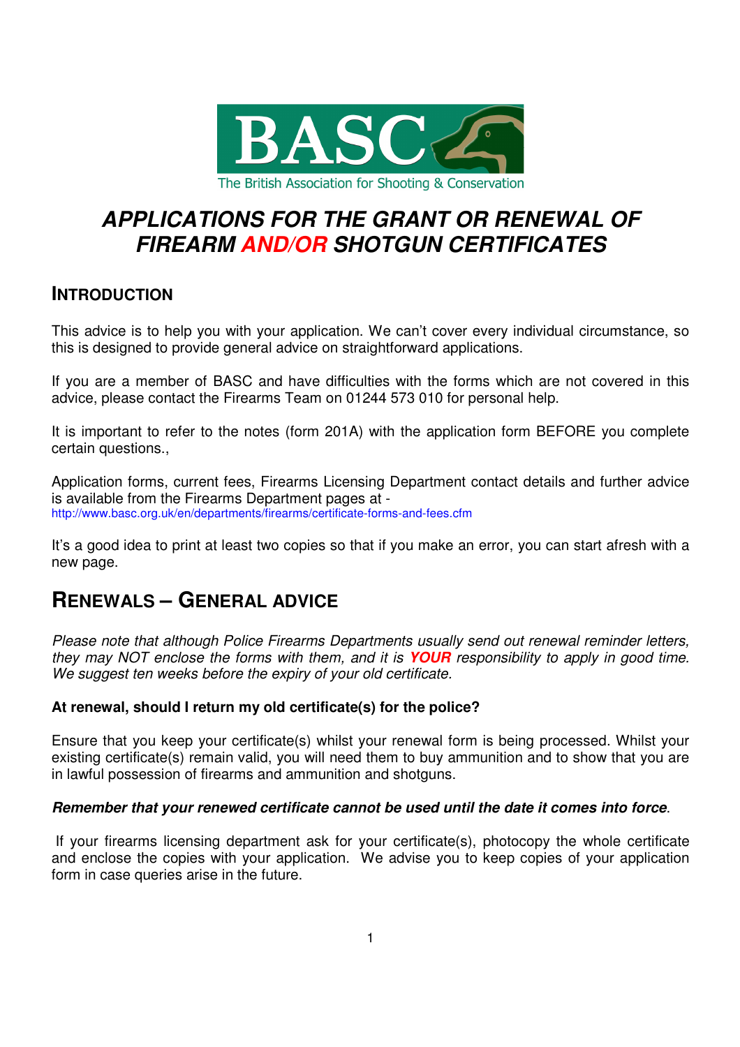The British Association for Shooting & Conservation

# APPLICATIONS FOR THE GRANT OR RENEWAL OF FIREARM AND/OR SHOTGUN CERTIFICATES

## INTRODUCTION

This advice is to help you with your application. We can't cover every individual circumstance, so this is designed to provide general advice on straightforward applications.

If you are a member of BASC and have difficulties with the forms which are not covered in this advice, please contact the Firearms Team on 01244 573 010 for personal help.

It is important to refer to the notes (form 201A) with the application form BEFORE you complete certain questions.,

Application forms, current fees, Firearms Licensing Department contact details and further advice is available from the Firearms Department pages at - http://www.basc.org.uk/en/departments/firearms/certificate-forms-and-fees.cfm

It's a good idea to print at least two copies so that if you make an error, you can start afresh with a new page.

## RENEWALS – GENERAL ADVICE

*Please note that although Police Firearms Departments usually send out renewal reminder letters, they may NOT enclose the forms with them, and it is* ***YOUR*** *responsibility to apply in good time. We suggest ten weeks before the expiry of your old certificate.*

**At renewal, should I return my old certificate(s) for the police?**

Ensure that you keep your certificate(s) whilst your renewal form is being processed. Whilst your existing certificate(s) remain valid, you will need them to buy ammunition and to show that you are in lawful possession of firearms and ammunition and shotguns.

***Remember that your renewed certificate cannot be used until the date it comes into force***.

If your firearms licensing department ask for your certificate(s), photocopy the whole certificate and enclose the copies with your application. We advise you to keep copies of your application form in case queries arise in the future.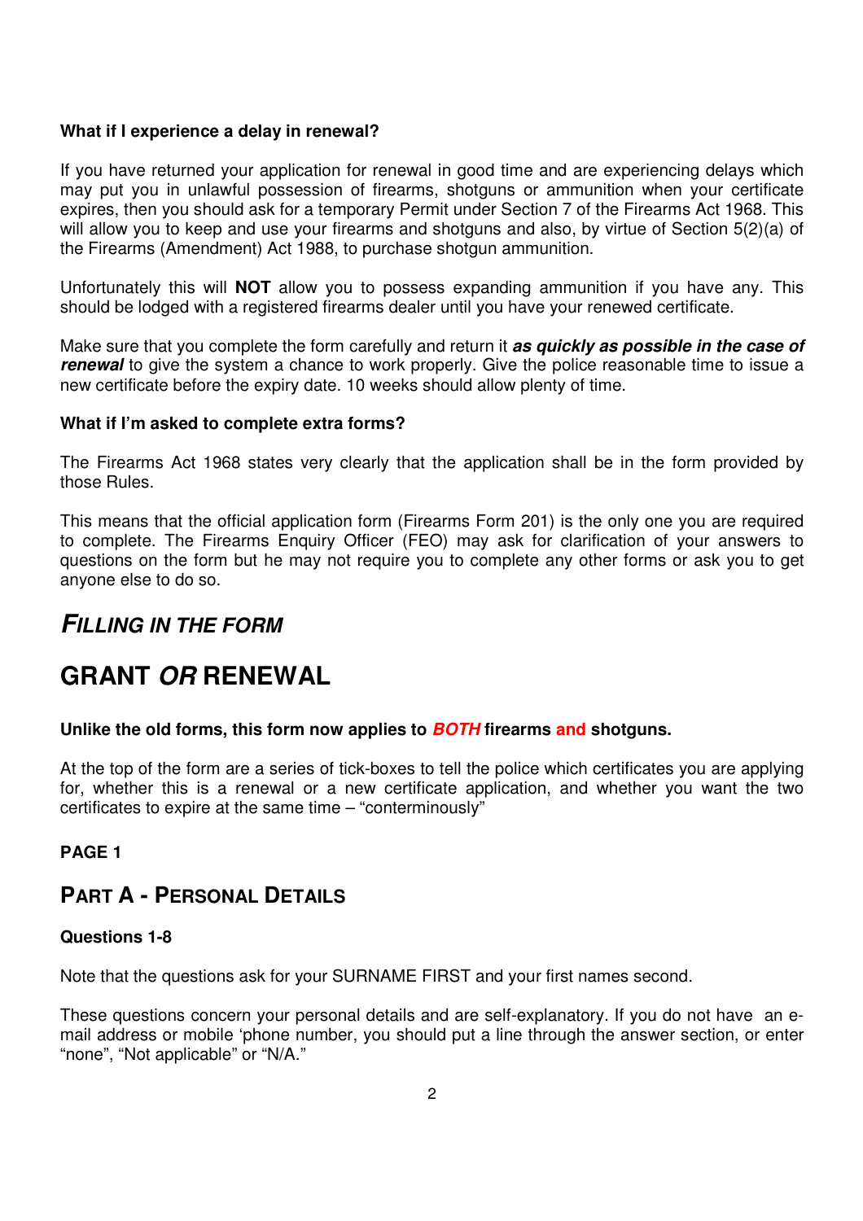**What if I experience a delay in renewal?**

If you have returned your application for renewal in good time and are experiencing delays which may put you in unlawful possession of firearms, shotguns or ammunition when your certificate expires, then you should ask for a temporary Permit under Section 7 of the Firearms Act 1968. This will allow you to keep and use your firearms and shotguns and also, by virtue of Section 5(2)(a) of the Firearms (Amendment) Act 1988, to purchase shotgun ammunition.

Unfortunately this will **NOT** allow you to possess expanding ammunition if you have any. This should be lodged with a registered firearms dealer until you have your renewed certificate.

Make sure that you complete the form carefully and return it ***as quickly as possible in the case of renewal*** to give the system a chance to work properly. Give the police reasonable time to issue a new certificate before the expiry date. 10 weeks should allow plenty of time.

**What if I'm asked to complete extra forms?**

The Firearms Act 1968 states very clearly that the application shall be in the form provided by those Rules.

This means that the official application form (Firearms Form 201) is the only one you are required to complete. The Firearms Enquiry Officer (FEO) may ask for clarification of your answers to questions on the form but he may not require you to complete any other forms or ask you to get anyone else to do so.

## *FILLING IN THE FORM*

# GRANT *OR* RENEWAL

**Unlike the old forms, this form now applies to *BOTH* firearms and shotguns.**

At the top of the form are a series of tick-boxes to tell the police which certificates you are applying for, whether this is a renewal or a new certificate application, and whether you want the two certificates to expire at the same time – "conterminously"

**PAGE 1**

## PART A - PERSONAL DETAILS

**Questions 1-8**

Note that the questions ask for your SURNAME FIRST and your first names second.

These questions concern your personal details and are self-explanatory. If you do not have an e-mail address or mobile 'phone number, you should put a line through the answer section, or enter "none", "Not applicable" or "N/A."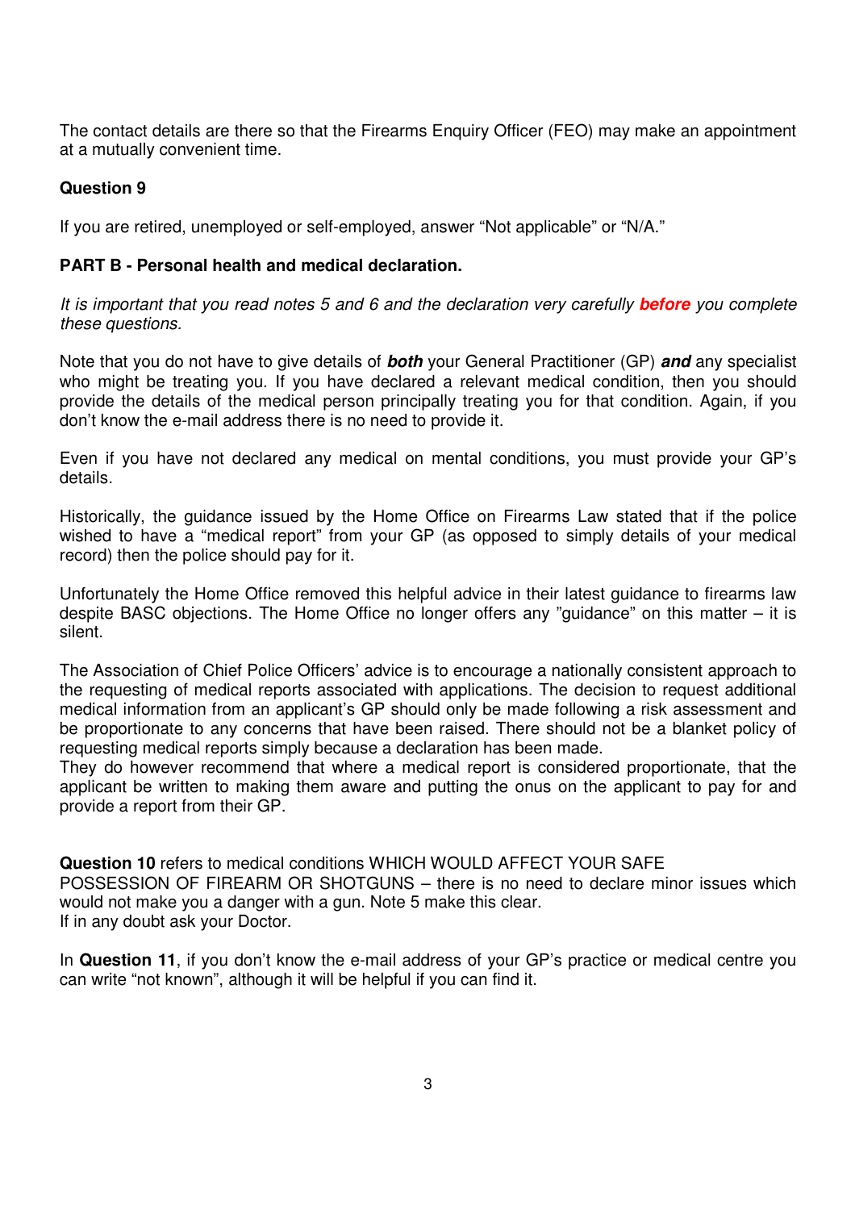The contact details are there so that the Firearms Enquiry Officer (FEO) may make an appointment at a mutually convenient time.

**Question 9**

If you are retired, unemployed or self-employed, answer "Not applicable" or "N/A."

**PART B - Personal health and medical declaration.**

*It is important that you read notes 5 and 6 and the declaration very carefully **before** you complete these questions.*

Note that you do not have to give details of ***both*** your General Practitioner (GP) ***and*** any specialist who might be treating you. If you have declared a relevant medical condition, then you should provide the details of the medical person principally treating you for that condition. Again, if you don't know the e-mail address there is no need to provide it.

Even if you have not declared any medical on mental conditions, you must provide your GP's details.

Historically, the guidance issued by the Home Office on Firearms Law stated that if the police wished to have a "medical report" from your GP (as opposed to simply details of your medical record) then the police should pay for it.

Unfortunately the Home Office removed this helpful advice in their latest guidance to firearms law despite BASC objections. The Home Office no longer offers any "guidance" on this matter – it is silent.

The Association of Chief Police Officers' advice is to encourage a nationally consistent approach to the requesting of medical reports associated with applications. The decision to request additional medical information from an applicant's GP should only be made following a risk assessment and be proportionate to any concerns that have been raised. There should not be a blanket policy of requesting medical reports simply because a declaration has been made.
They do however recommend that where a medical report is considered proportionate, that the applicant be written to making them aware and putting the onus on the applicant to pay for and provide a report from their GP.

**Question 10** refers to medical conditions WHICH WOULD AFFECT YOUR SAFE POSSESSION OF FIREARM OR SHOTGUNS – there is no need to declare minor issues which would not make you a danger with a gun. Note 5 make this clear.
If in any doubt ask your Doctor.

In **Question 11**, if you don't know the e-mail address of your GP's practice or medical centre you can write "not known", although it will be helpful if you can find it.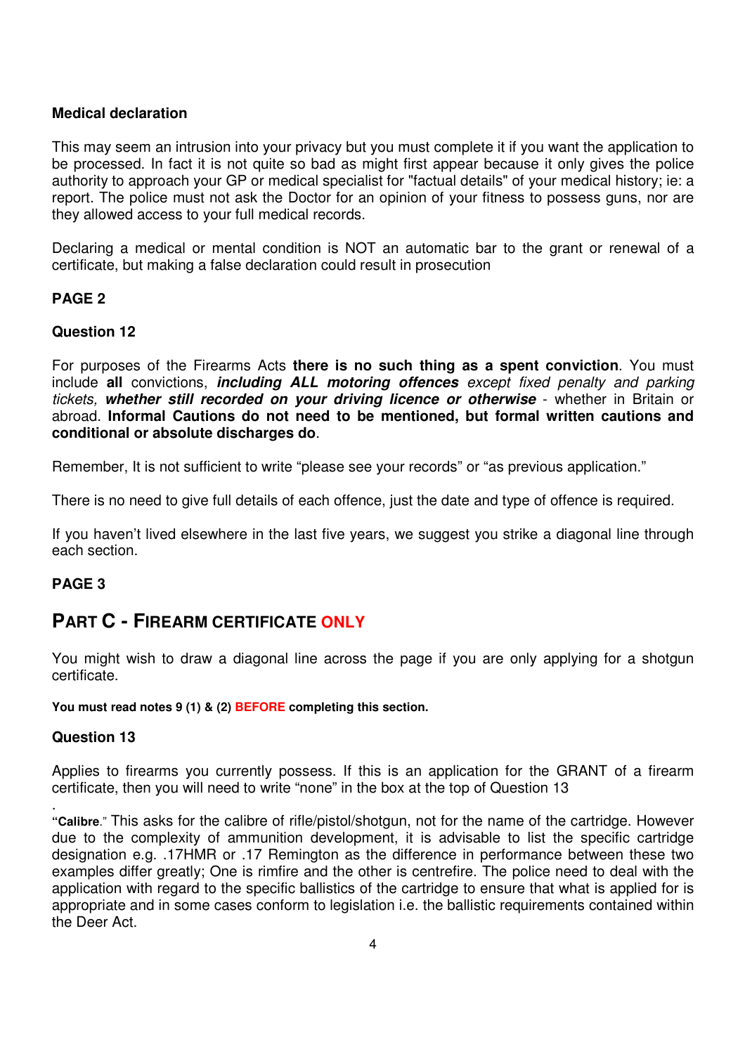**Medical declaration**

This may seem an intrusion into your privacy but you must complete it if you want the application to be processed. In fact it is not quite so bad as might first appear because it only gives the police authority to approach your GP or medical specialist for "factual details" of your medical history; ie: a report. The police must not ask the Doctor for an opinion of your fitness to possess guns, nor are they allowed access to your full medical records.

Declaring a medical or mental condition is NOT an automatic bar to the grant or renewal of a certificate, but making a false declaration could result in prosecution

**PAGE 2**

**Question 12**

For purposes of the Firearms Acts **there is no such thing as a spent conviction**. You must include **all** convictions, ***including ALL motoring offences*** *except fixed penalty and parking tickets,* ***whether still recorded on your driving licence or otherwise*** - whether in Britain or abroad. **Informal Cautions do not need to be mentioned, but formal written cautions and conditional or absolute discharges do**.

Remember, It is not sufficient to write "please see your records" or "as previous application."

There is no need to give full details of each offence, just the date and type of offence is required.

If you haven't lived elsewhere in the last five years, we suggest you strike a diagonal line through each section.

**PAGE 3**

## PART C - FIREARM CERTIFICATE ONLY

You might wish to draw a diagonal line across the page if you are only applying for a shotgun certificate.

**You must read notes 9 (1) & (2) BEFORE completing this section.**

**Question 13**

Applies to firearms you currently possess. If this is an application for the GRANT of a firearm certificate, then you will need to write "none" in the box at the top of Question 13

.

"**Calibre**." This asks for the calibre of rifle/pistol/shotgun, not for the name of the cartridge. However due to the complexity of ammunition development, it is advisable to list the specific cartridge designation e.g. .17HMR or .17 Remington as the difference in performance between these two examples differ greatly; One is rimfire and the other is centrefire. The police need to deal with the application with regard to the specific ballistics of the cartridge to ensure that what is applied for is appropriate and in some cases conform to legislation i.e. the ballistic requirements contained within the Deer Act.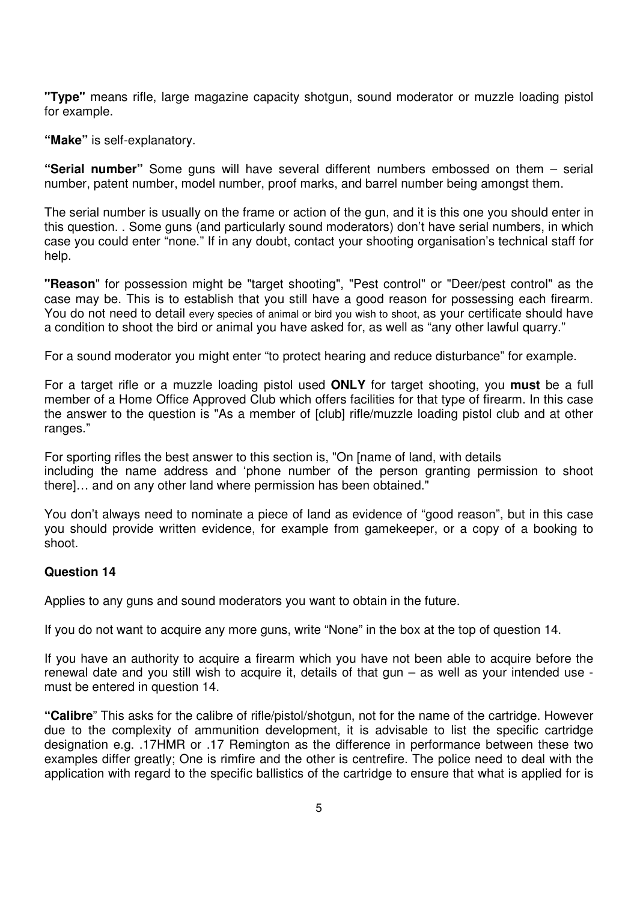**"Type"** means rifle, large magazine capacity shotgun, sound moderator or muzzle loading pistol for example.

**"Make"** is self-explanatory.

**"Serial number"** Some guns will have several different numbers embossed on them – serial number, patent number, model number, proof marks, and barrel number being amongst them.

The serial number is usually on the frame or action of the gun, and it is this one you should enter in this question. . Some guns (and particularly sound moderators) don't have serial numbers, in which case you could enter "none." If in any doubt, contact your shooting organisation's technical staff for help.

**"Reason"** for possession might be "target shooting", "Pest control" or "Deer/pest control" as the case may be. This is to establish that you still have a good reason for possessing each firearm. You do not need to detail every species of animal or bird you wish to shoot, as your certificate should have a condition to shoot the bird or animal you have asked for, as well as "any other lawful quarry."

For a sound moderator you might enter "to protect hearing and reduce disturbance" for example.

For a target rifle or a muzzle loading pistol used **ONLY** for target shooting, you **must** be a full member of a Home Office Approved Club which offers facilities for that type of firearm. In this case the answer to the question is "As a member of [club] rifle/muzzle loading pistol club and at other ranges."

For sporting rifles the best answer to this section is, "On [name of land, with details including the name address and 'phone number of the person granting permission to shoot there]… and on any other land where permission has been obtained."

You don't always need to nominate a piece of land as evidence of "good reason", but in this case you should provide written evidence, for example from gamekeeper, or a copy of a booking to shoot.

### Question 14

Applies to any guns and sound moderators you want to obtain in the future.

If you do not want to acquire any more guns, write "None" in the box at the top of question 14.

If you have an authority to acquire a firearm which you have not been able to acquire before the renewal date and you still wish to acquire it, details of that gun – as well as your intended use - must be entered in question 14.

**"Calibre"** This asks for the calibre of rifle/pistol/shotgun, not for the name of the cartridge. However due to the complexity of ammunition development, it is advisable to list the specific cartridge designation e.g. .17HMR or .17 Remington as the difference in performance between these two examples differ greatly; One is rimfire and the other is centrefire. The police need to deal with the application with regard to the specific ballistics of the cartridge to ensure that what is applied for is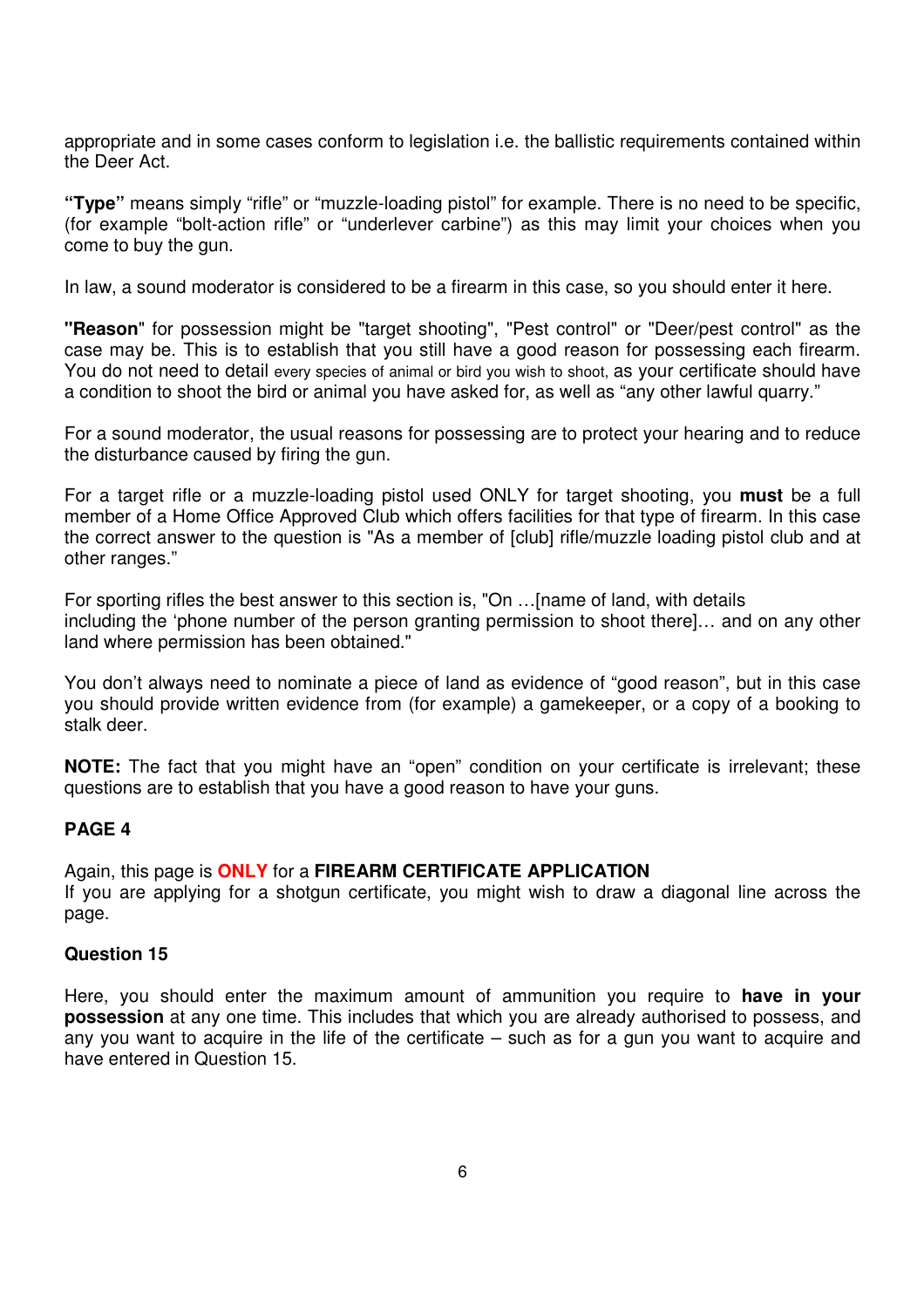appropriate and in some cases conform to legislation i.e. the ballistic requirements contained within the Deer Act.

**"Type"** means simply "rifle" or "muzzle-loading pistol" for example. There is no need to be specific, (for example "bolt-action rifle" or "underlever carbine") as this may limit your choices when you come to buy the gun.

In law, a sound moderator is considered to be a firearm in this case, so you should enter it here.

**"Reason"** for possession might be "target shooting", "Pest control" or "Deer/pest control" as the case may be. This is to establish that you still have a good reason for possessing each firearm. You do not need to detail every species of animal or bird you wish to shoot, as your certificate should have a condition to shoot the bird or animal you have asked for, as well as "any other lawful quarry."

For a sound moderator, the usual reasons for possessing are to protect your hearing and to reduce the disturbance caused by firing the gun.

For a target rifle or a muzzle-loading pistol used ONLY for target shooting, you **must** be a full member of a Home Office Approved Club which offers facilities for that type of firearm. In this case the correct answer to the question is "As a member of [club] rifle/muzzle loading pistol club and at other ranges."

For sporting rifles the best answer to this section is, "On …[name of land, with details including the 'phone number of the person granting permission to shoot there]… and on any other land where permission has been obtained."

You don't always need to nominate a piece of land as evidence of "good reason", but in this case you should provide written evidence from (for example) a gamekeeper, or a copy of a booking to stalk deer.

**NOTE:** The fact that you might have an "open" condition on your certificate is irrelevant; these questions are to establish that you have a good reason to have your guns.

## PAGE 4

Again, this page is **ONLY** for a **FIREARM CERTIFICATE APPLICATION**
If you are applying for a shotgun certificate, you might wish to draw a diagonal line across the page.

### Question 15

Here, you should enter the maximum amount of ammunition you require to **have in your possession** at any one time. This includes that which you are already authorised to possess, and any you want to acquire in the life of the certificate – such as for a gun you want to acquire and have entered in Question 15.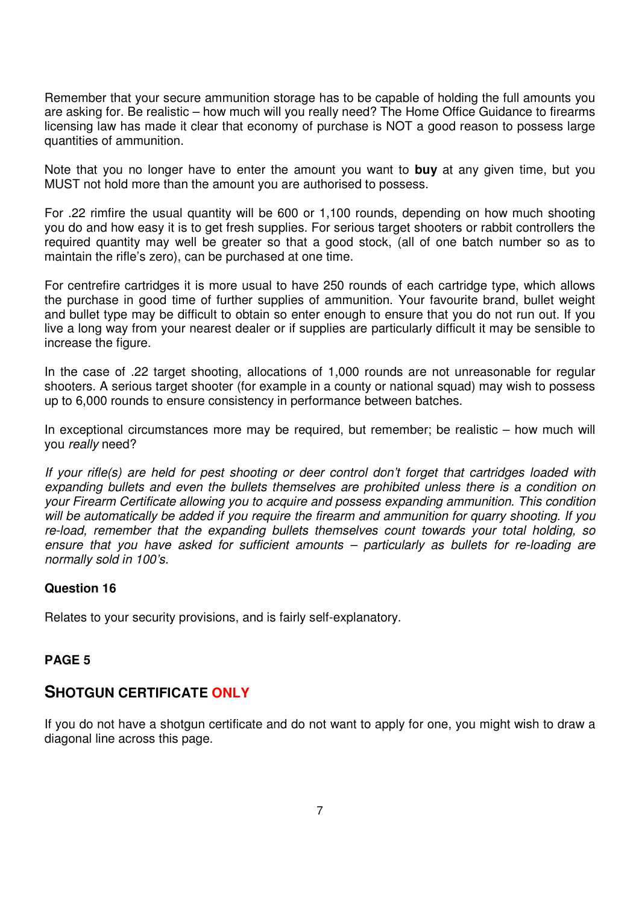Remember that your secure ammunition storage has to be capable of holding the full amounts you are asking for. Be realistic – how much will you really need? The Home Office Guidance to firearms licensing law has made it clear that economy of purchase is NOT a good reason to possess large quantities of ammunition.

Note that you no longer have to enter the amount you want to **buy** at any given time, but you MUST not hold more than the amount you are authorised to possess.

For .22 rimfire the usual quantity will be 600 or 1,100 rounds, depending on how much shooting you do and how easy it is to get fresh supplies. For serious target shooters or rabbit controllers the required quantity may well be greater so that a good stock, (all of one batch number so as to maintain the rifle's zero), can be purchased at one time.

For centrefire cartridges it is more usual to have 250 rounds of each cartridge type, which allows the purchase in good time of further supplies of ammunition. Your favourite brand, bullet weight and bullet type may be difficult to obtain so enter enough to ensure that you do not run out. If you live a long way from your nearest dealer or if supplies are particularly difficult it may be sensible to increase the figure.

In the case of .22 target shooting, allocations of 1,000 rounds are not unreasonable for regular shooters. A serious target shooter (for example in a county or national squad) may wish to possess up to 6,000 rounds to ensure consistency in performance between batches.

In exceptional circumstances more may be required, but remember; be realistic – how much will you *really* need?

*If your rifle(s) are held for pest shooting or deer control don't forget that cartridges loaded with expanding bullets and even the bullets themselves are prohibited unless there is a condition on your Firearm Certificate allowing you to acquire and possess expanding ammunition. This condition will be automatically be added if you require the firearm and ammunition for quarry shooting. If you re-load, remember that the expanding bullets themselves count towards your total holding, so ensure that you have asked for sufficient amounts – particularly as bullets for re-loading are normally sold in 100's.*

**Question 16**

Relates to your security provisions, and is fairly self-explanatory.

**PAGE 5**

## SHOTGUN CERTIFICATE ONLY

If you do not have a shotgun certificate and do not want to apply for one, you might wish to draw a diagonal line across this page.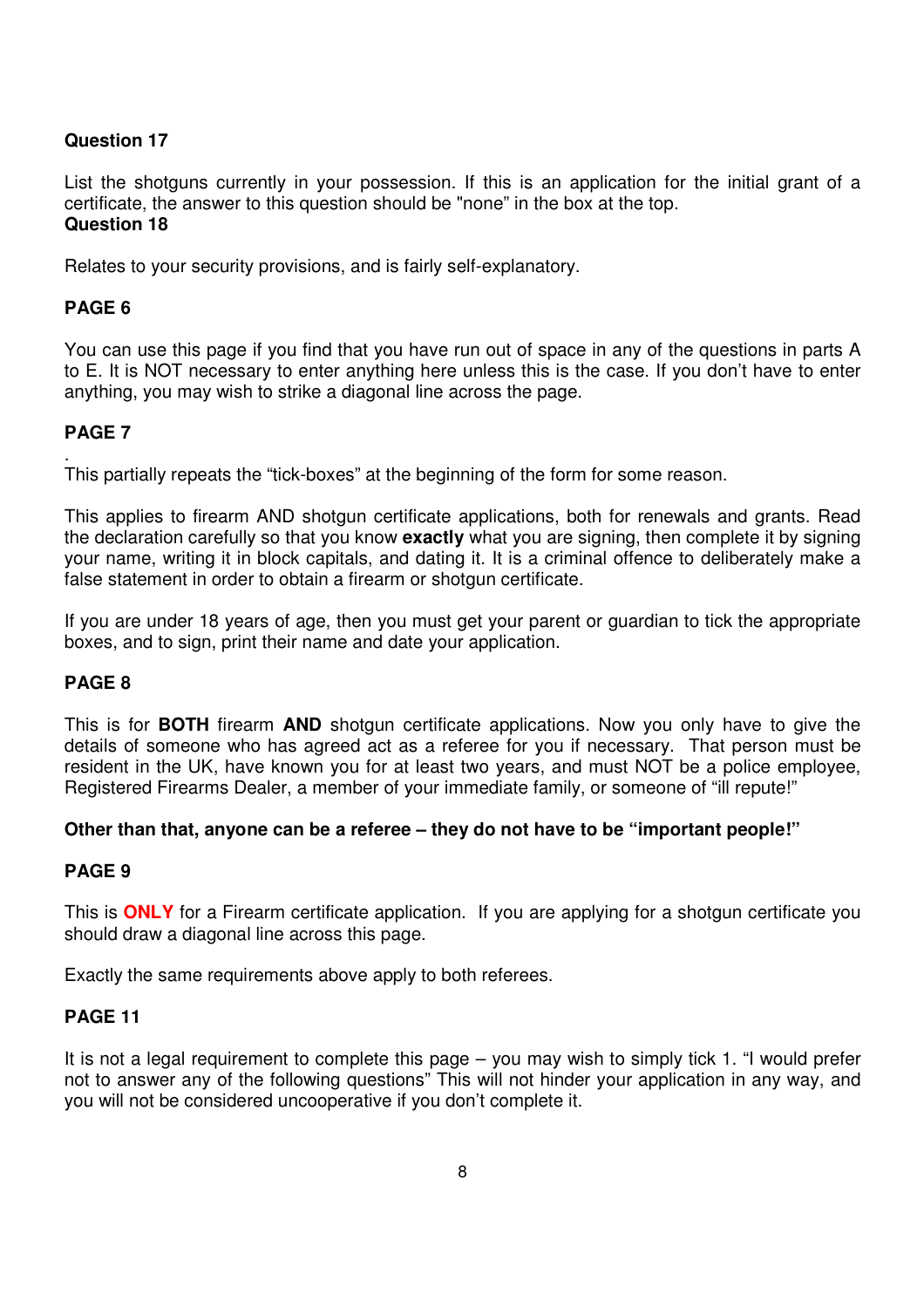### Question 17

List the shotguns currently in your possession. If this is an application for the initial grant of a certificate, the answer to this question should be "none" in the box at the top.

### Question 18

Relates to your security provisions, and is fairly self-explanatory.

### PAGE 6

You can use this page if you find that you have run out of space in any of the questions in parts A to E. It is NOT necessary to enter anything here unless this is the case. If you don't have to enter anything, you may wish to strike a diagonal line across the page.

### PAGE 7

.
This partially repeats the "tick-boxes" at the beginning of the form for some reason.

This applies to firearm AND shotgun certificate applications, both for renewals and grants. Read the declaration carefully so that you know **exactly** what you are signing, then complete it by signing your name, writing it in block capitals, and dating it. It is a criminal offence to deliberately make a false statement in order to obtain a firearm or shotgun certificate.

If you are under 18 years of age, then you must get your parent or guardian to tick the appropriate boxes, and to sign, print their name and date your application.

### PAGE 8

This is for **BOTH** firearm **AND** shotgun certificate applications. Now you only have to give the details of someone who has agreed act as a referee for you if necessary. That person must be resident in the UK, have known you for at least two years, and must NOT be a police employee, Registered Firearms Dealer, a member of your immediate family, or someone of "ill repute!"

**Other than that, anyone can be a referee – they do not have to be "important people!"**

### PAGE 9

This is **ONLY** for a Firearm certificate application. If you are applying for a shotgun certificate you should draw a diagonal line across this page.

Exactly the same requirements above apply to both referees.

### PAGE 11

It is not a legal requirement to complete this page – you may wish to simply tick 1. "I would prefer not to answer any of the following questions" This will not hinder your application in any way, and you will not be considered uncooperative if you don't complete it.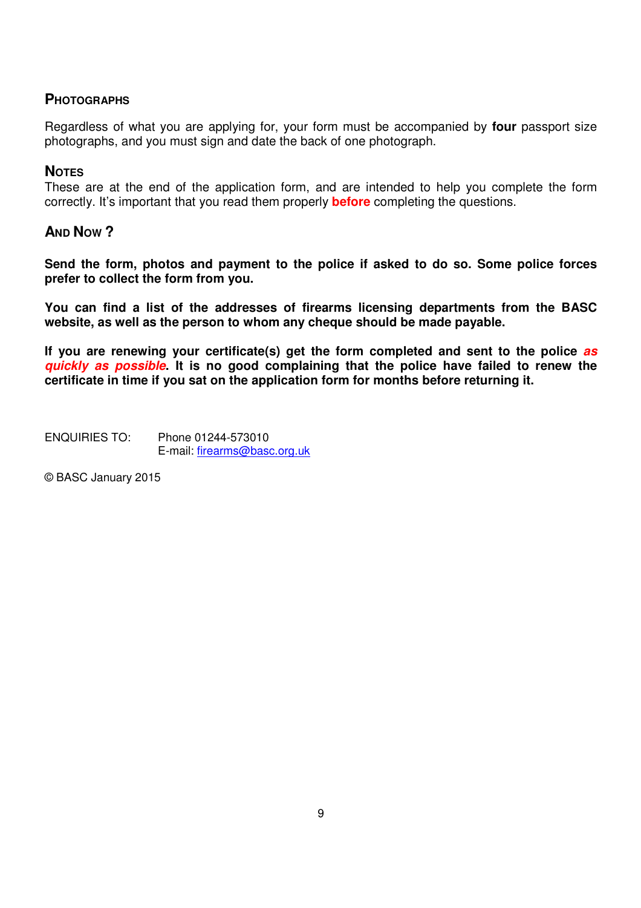## Photographs

Regardless of what you are applying for, your form must be accompanied by **four** passport size photographs, and you must sign and date the back of one photograph.

## Notes

These are at the end of the application form, and are intended to help you complete the form correctly. It's important that you read them properly **before** completing the questions.

## And Now ?

**Send the form, photos and payment to the police if asked to do so. Some police forces prefer to collect the form from you.**

**You can find a list of the addresses of firearms licensing departments from the BASC website, as well as the person to whom any cheque should be made payable.**

**If you are renewing your certificate(s) get the form completed and sent to the police *as quickly as possible*. It is no good complaining that the police have failed to renew the certificate in time if you sat on the application form for months before returning it.**

ENQUIRIES TO: Phone 01244-573010
E-mail: firearms@basc.org.uk

© BASC January 2015